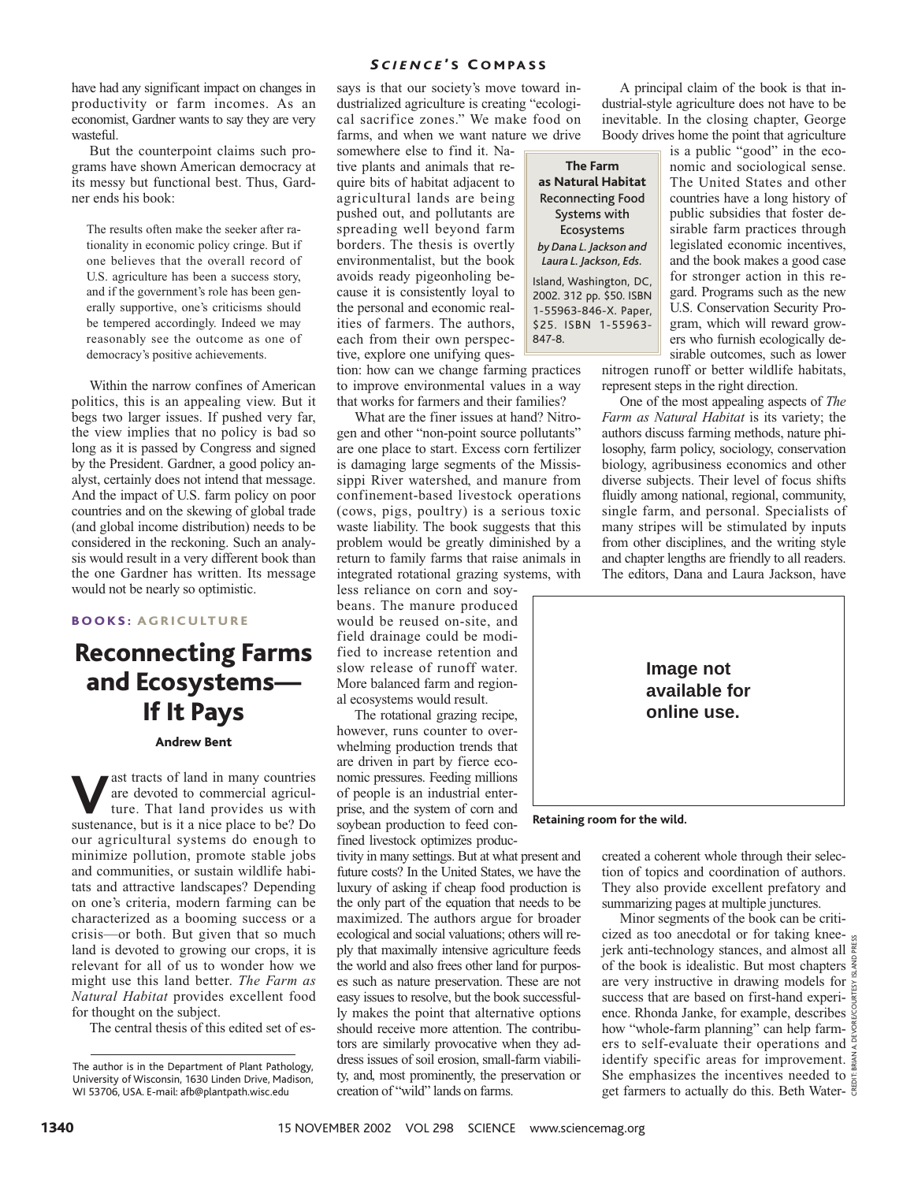have had any significant impact on changes in productivity or farm incomes. As an economist, Gardner wants to say they are very wasteful.

But the counterpoint claims such programs have shown American democracy at its messy but functional best. Thus, Gardner ends his book:

> The results often make the seeker after rationality in economic policy cringe. But if one believes that the overall record of U.S. agriculture has been a success story, and if the government's role has been generally supportive, one's criticisms should be tempered accordingly. Indeed we may reasonably see the outcome as one of democracy's positive achievements.

Within the narrow confines of American politics, this is an appealing view. But it begs two larger issues. If pushed very far, the view implies that no policy is bad so long as it is passed by Congress and signed by the President. Gardner, a good policy analyst, certainly does not intend that message. And the impact of U.S. farm policy on poor countries and on the skewing of global trade (and global income distribution) needs to be considered in the reckoning. Such an analysis would result in a very different book than the one Gardner has written. Its message would not be nearly so optimistic.

**BOOKS: AGRICULTURE**

# Reconnecting Farms and Ecosystems—If It Pays

**Andrew Bent**

Vast tracts of land in many countries are devoted to commercial agriculture. That land provides us with sustenance, but is it a nice place to be? Do our agricultural systems do enough to minimize pollution, promote stable jobs and communities, or sustain wildlife habitats and attractive landscapes? Depending on one's criteria, modern farming can be characterized as a booming success or a crisis—or both. But given that so much land is devoted to growing our crops, it is relevant for all of us to wonder how we might use this land better. *The Farm as Natural Habitat* provides excellent food for thought on the subject.

The central thesis of this edited set of essays is that our society's move toward industrialized agriculture is creating "ecological sacrifice zones." We make food on farms, and when we want nature we drive somewhere else to find it. Native plants and animals that require bits of habitat adjacent to agricultural lands are being pushed out, and pollutants are spreading well beyond farm borders. The thesis is overtly environmentalist, but the book avoids ready pigeonholing because it is consistently loyal to the personal and economic realities of farmers. The authors, each from their own perspective, explore one unifying question: how can we change farming practices to improve environmental values in a way that works for farmers and their families?

> **The Farm as Natural Habitat**
> Reconnecting Food Systems with Ecosystems
> *by Dana L. Jackson and Laura L. Jackson, Eds.*
> Island, Washington, DC, 2002. 312 pp. $50. ISBN 1-55963-846-X. Paper, $25. ISBN 1-55963-847-8.

What are the finer issues at hand? Nitrogen and other "non-point source pollutants" are one place to start. Excess corn fertilizer is damaging large segments of the Mississippi River watershed, and manure from confinement-based livestock operations (cows, pigs, poultry) is a serious toxic waste liability. The book suggests that this problem would be greatly diminished by a return to family farms that raise animals in integrated rotational grazing systems, with less reliance on corn and soybeans. The manure produced would be reused on-site, and field drainage could be modified to increase retention and slow release of runoff water. More balanced farm and regional ecosystems would result.

The rotational grazing recipe, however, runs counter to overwhelming production trends that are driven in part by fierce economic pressures. Feeding millions of people is an industrial enterprise, and the system of corn and soybean production to feed confined livestock optimizes productivity in many settings. But at what present and future costs? In the United States, we have the luxury of asking if cheap food production is the only part of the equation that needs to be maximized. The authors argue for broader ecological and social valuations; others will reply that maximally intensive agriculture feeds the world and also frees other land for purposes such as nature preservation. These are not easy issues to resolve, but the book successfully makes the point that alternative options should receive more attention. The contributors are similarly provocative when they address issues of soil erosion, small-farm viability, and, most prominently, the preservation or creation of "wild" lands on farms.

A principal claim of the book is that industrial-style agriculture does not have to be inevitable. In the closing chapter, George Boody drives home the point that agriculture is a public "good" in the economic and sociological sense. The United States and other countries have a long history of public subsidies that foster desirable farm practices through legislated economic incentives, and the book makes a good case for stronger action in this regard. Programs such as the new U.S. Conservation Security Program, which will reward growers who furnish ecologically desirable outcomes, such as lower nitrogen runoff or better wildlife habitats, represent steps in the right direction.

One of the most appealing aspects of *The Farm as Natural Habitat* is its variety; the authors discuss farming methods, nature philosophy, farm policy, sociology, conservation biology, agribusiness economics and other diverse subjects. Their level of focus shifts fluidly among national, regional, community, single farm, and personal. Specialists of many stripes will be stimulated by inputs from other disciplines, and the writing style and chapter lengths are friendly to all readers. The editors, Dana and Laura Jackson, have created a coherent whole through their selection of topics and coordination of authors. They also provide excellent prefatory and summarizing pages at multiple junctures.

Image not available for online use.

**Retaining room for the wild.**

CREDIT: BRIAN A. DEVORE/COURTESY ISLAND PRESS

Minor segments of the book can be criticized as too anecdotal or for taking knee-jerk anti-technology stances, and almost all of the book is idealistic. But most chapters are very instructive in drawing models for success that are based on first-hand experience. Rhonda Janke, for example, describes how "whole-farm planning" can help farmers to self-evaluate their operations and identify specific areas for improvement. She emphasizes the incentives needed to get farmers to actually do this. Beth Water-

---

The author is in the Department of Plant Pathology, University of Wisconsin, 1630 Linden Drive, Madison, WI 53706, USA. E-mail: afb@plantpath.wisc.edu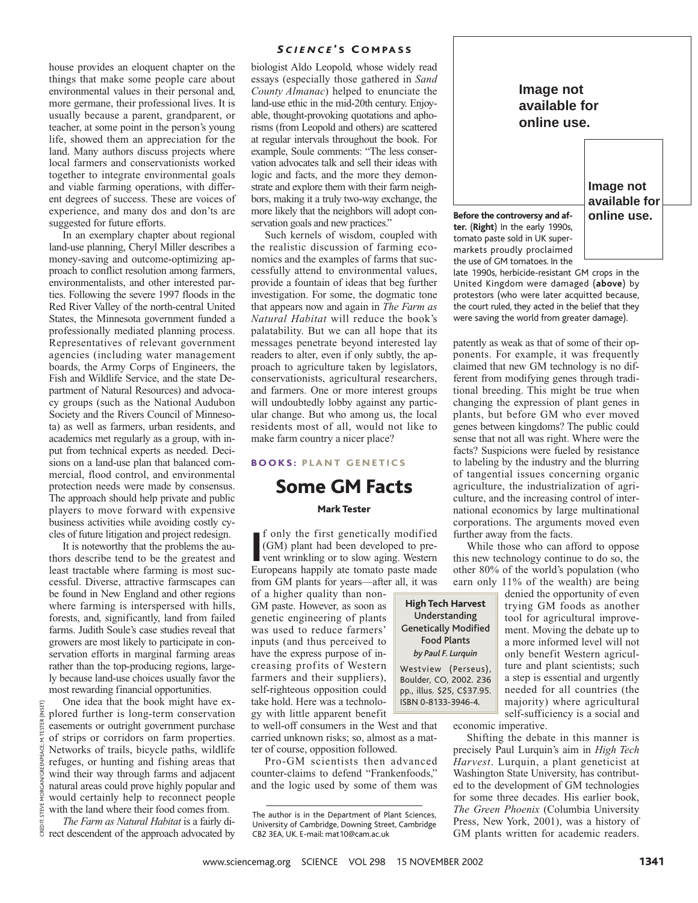house provides an eloquent chapter on the things that make some people care about environmental values in their personal and, more germane, their professional lives. It is usually because a parent, grandparent, or teacher, at some point in the person's young life, showed them an appreciation for the land. Many authors discuss projects where local farmers and conservationists worked together to integrate environmental goals and viable farming operations, with different degrees of success. These are voices of experience, and many dos and don'ts are suggested for future efforts.

In an exemplary chapter about regional land-use planning, Cheryl Miller describes a money-saving and outcome-optimizing approach to conflict resolution among farmers, environmentalists, and other interested parties. Following the severe 1997 floods in the Red River Valley of the north-central United States, the Minnesota government funded a professionally mediated planning process. Representatives of relevant government agencies (including water management boards, the Army Corps of Engineers, the Fish and Wildlife Service, and the state Department of Natural Resources) and advocacy groups (such as the National Audubon Society and the Rivers Council of Minnesota) as well as farmers, urban residents, and academics met regularly as a group, with input from technical experts as needed. Decisions on a land-use plan that balanced commercial, flood control, and environmental protection needs were made by consensus. The approach should help private and public players to move forward with expensive business activities while avoiding costly cycles of future litigation and project redesign.

It is noteworthy that the problems the authors describe tend to be the greatest and least tractable where farming is most successful. Diverse, attractive farmscapes can be found in New England and other regions where farming is interspersed with hills, forests, and, significantly, land from failed farms. Judith Soule's case studies reveal that growers are most likely to participate in conservation efforts in marginal farming areas rather than the top-producing regions, largely because land-use choices usually favor the most rewarding financial opportunities.

One idea that the book might have explored further is long-term conservation easements or outright government purchase of strips or corridors on farm properties. Networks of trails, bicycle paths, wildlife refuges, or hunting and fishing areas that wind their way through farms and adjacent natural areas could prove highly popular and would certainly help to reconnect people with the land where their food comes from.

*The Farm as Natural Habitat* is a fairly direct descendent of the approach advocated by biologist Aldo Leopold, whose widely read essays (especially those gathered in *Sand County Almanac*) helped to enunciate the land-use ethic in the mid-20th century. Enjoyable, thought-provoking quotations and aphorisms (from Leopold and others) are scattered at regular intervals throughout the book. For example, Soule comments: "The less conservation advocates talk and sell their ideas with logic and facts, and the more they demonstrate and explore them with their farm neighbors, making it a truly two-way exchange, the more likely that the neighbors will adopt conservation goals and new practices."

Such kernels of wisdom, coupled with the realistic discussion of farming economics and the examples of farms that successfully attend to environmental values, provide a fountain of ideas that beg further investigation. For some, the dogmatic tone that appears now and again in *The Farm as Natural Habitat* will reduce the book's palatability. But we can all hope that its messages penetrate beyond interested lay readers to alter, even if only subtly, the approach to agriculture taken by legislators, conservationists, agricultural researchers, and farmers. One or more interest groups will undoubtedly lobby against any particular change. But who among us, the local residents most of all, would not like to make farm country a nicer place?

**BOOKS: PLANT GENETICS**

# Some GM Facts

**Mark Tester**

If only the first genetically modified (GM) plant had been developed to prevent wrinkling or to slow aging. Western Europeans happily ate tomato paste made from GM plants for years—after all, it was of a higher quality than non-GM paste. However, as soon as genetic engineering of plants was used to reduce farmers' inputs (and thus perceived to have the express purpose of increasing profits of Western farmers and their suppliers), self-righteous opposition could take hold. Here was a technology with little apparent benefit to well-off consumers in the West and that carried unknown risks; so, almost as a matter of course, opposition followed.

**High Tech Harvest**
**Understanding Genetically Modified Food Plants**
***by Paul F. Lurquin***
Westview (Perseus), Boulder, CO, 2002. 236 pp., illus. $25, C$37.95. ISBN 0-8133-3946-4.

Pro-GM scientists then advanced counter-claims to defend "Frankenfoods," and the logic used by some of them was patently as weak as that of some of their opponents. For example, it was frequently claimed that new GM technology is no different from modifying genes through traditional breeding. This might be true when changing the expression of plant genes in plants, but before GM who ever moved genes between kingdoms? The public could sense that not all was right. Where were the facts? Suspicions were fueled by resistance to labeling by the industry and the blurring of tangential issues concerning organic agriculture, the industrialization of agriculture, and the increasing control of international economics by large multinational corporations. The arguments moved even further away from the facts.

While those who can afford to oppose this new technology continue to do so, the other 80% of the world's population (who earn only 11% of the wealth) are being denied the opportunity of even trying GM foods as another tool for agricultural improvement. Moving the debate up to a more informed level will not only benefit Western agriculture and plant scientists; such a step is essential and urgently needed for all countries (the majority) where agricultural self-sufficiency is a social and economic imperative.

Shifting the debate in this manner is precisely Paul Lurquin's aim in *High Tech Harvest*. Lurquin, a plant geneticist at Washington State University, has contributed to the development of GM technologies for some three decades. His earlier book, *The Green Phoenix* (Columbia University Press, New York, 2001), was a history of GM plants written for academic readers.

Image not available for online use.

Image not available for online use.

**Before the controversy and after.** (**Right**) In the early 1990s, tomato paste sold in UK supermarkets proudly proclaimed the use of GM tomatoes. In the late 1990s, herbicide-resistant GM crops in the United Kingdom were damaged (**above**) by protestors (who were later acquitted because, the court ruled, they acted in the belief that they were saving the world from greater damage).

CREDIT: STEVE MORGAN/GREENPEACE; M. TESTER (INSET)

The author is in the Department of Plant Sciences, University of Cambridge, Downing Street, Cambridge CB2 3EA, UK. E-mail: mat10@cam.ac.uk